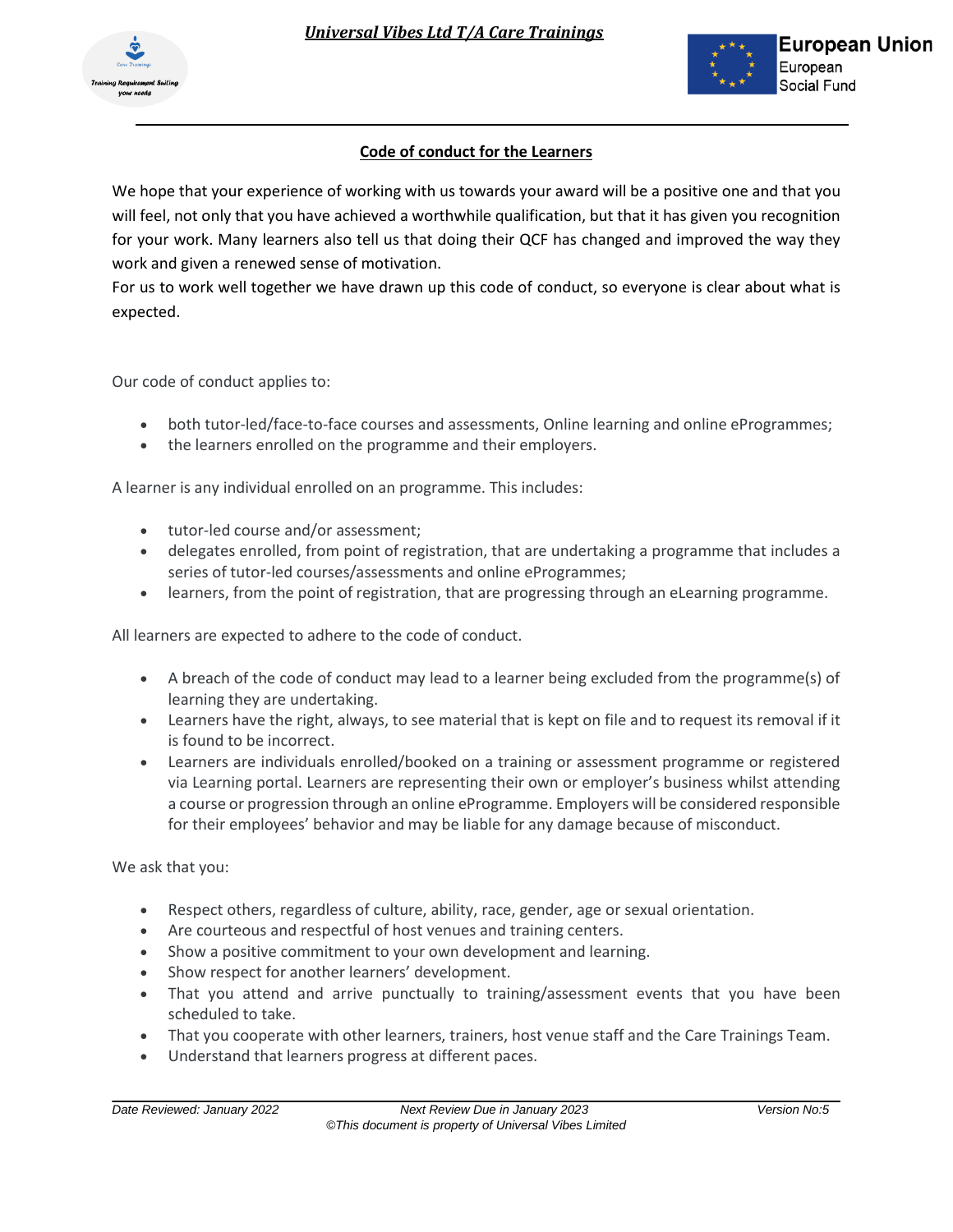## Code of conduct for the Learners

We hope that your experience of working with us towards your award will be a positive one and that you will feel, not only that you have achieved a worthwhile qualification, but that it has given you recognition for your work. Many learners also tell us that doing their QCF has changed and improved the way they work and given a renewed sense of motivation.

For us to work well together we have drawn up this code of conduct, so everyone is clear about what is expected.

Our code of conduct applies to:

- both tutor-led/face-to-face courses and assessments, Online learning and online eProgrammes;
- the learners enrolled on the programme and their employers.

A learner is any individual enrolled on an programme. This includes:

- tutor-led course and/or assessment;
- delegates enrolled, from point of registration, that are undertaking a programme that includes a series of tutor-led courses/assessments and online eProgrammes;
- learners, from the point of registration, that are progressing through an eLearning programme.

All learners are expected to adhere to the code of conduct.

- A breach of the code of conduct may lead to a learner being excluded from the programme(s) of learning they are undertaking.
- Learners have the right, always, to see material that is kept on file and to request its removal if it is found to be incorrect.
- Learners are individuals enrolled/booked on a training or assessment programme or registered via Learning portal. Learners are representing their own or employer's business whilst attending a course or progression through an online eProgramme. Employers will be considered responsible for their employees' behavior and may be liable for any damage because of misconduct.

We ask that you:

- Respect others, regardless of culture, ability, race, gender, age or sexual orientation.
- Are courteous and respectful of host venues and training centers.
- Show a positive commitment to your own development and learning.
- Show respect for another learners' development.
- That you attend and arrive punctually to training/assessment events that you have been scheduled to take.
- That you cooperate with other learners, trainers, host venue staff and the Care Trainings Team.
- Understand that learners progress at different paces.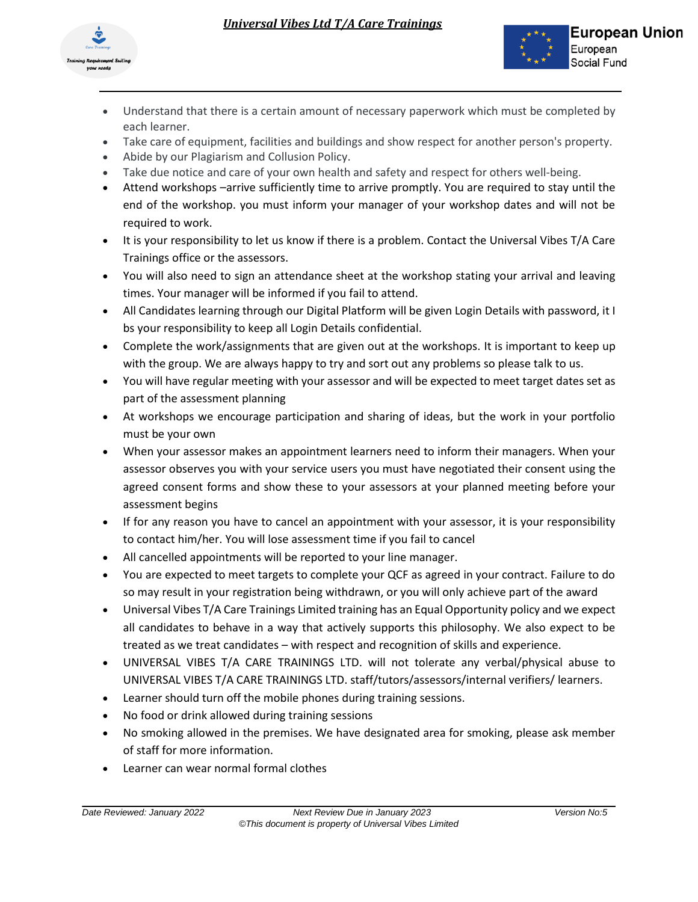- Understand that there is a certain amount of necessary paperwork which must be completed by each learner.
- Take care of equipment, facilities and buildings and show respect for another person's property.
- Abide by our Plagiarism and Collusion Policy.
- Take due notice and care of your own health and safety and respect for others well-being.
- Attend workshops –arrive sufficiently time to arrive promptly. You are required to stay until the end of the workshop. you must inform your manager of your workshop dates and will not be required to work.
- It is your responsibility to let us know if there is a problem. Contact the Universal Vibes T/A Care Trainings office or the assessors.
- You will also need to sign an attendance sheet at the workshop stating your arrival and leaving times. Your manager will be informed if you fail to attend.
- All Candidates learning through our Digital Platform will be given Login Details with password, it I bs your responsibility to keep all Login Details confidential.
- Complete the work/assignments that are given out at the workshops. It is important to keep up with the group. We are always happy to try and sort out any problems so please talk to us.
- You will have regular meeting with your assessor and will be expected to meet target dates set as part of the assessment planning
- At workshops we encourage participation and sharing of ideas, but the work in your portfolio must be your own
- When your assessor makes an appointment learners need to inform their managers. When your assessor observes you with your service users you must have negotiated their consent using the agreed consent forms and show these to your assessors at your planned meeting before your assessment begins
- If for any reason you have to cancel an appointment with your assessor, it is your responsibility to contact him/her. You will lose assessment time if you fail to cancel
- All cancelled appointments will be reported to your line manager.
- You are expected to meet targets to complete your QCF as agreed in your contract. Failure to do so may result in your registration being withdrawn, or you will only achieve part of the award
- Universal Vibes T/A Care Trainings Limited training has an Equal Opportunity policy and we expect all candidates to behave in a way that actively supports this philosophy. We also expect to be treated as we treat candidates – with respect and recognition of skills and experience.
- UNIVERSAL VIBES T/A CARE TRAININGS LTD. will not tolerate any verbal/physical abuse to UNIVERSAL VIBES T/A CARE TRAININGS LTD. staff/tutors/assessors/internal verifiers/ learners.
- Learner should turn off the mobile phones during training sessions.
- No food or drink allowed during training sessions
- No smoking allowed in the premises. We have designated area for smoking, please ask member of staff for more information.
- Learner can wear normal formal clothes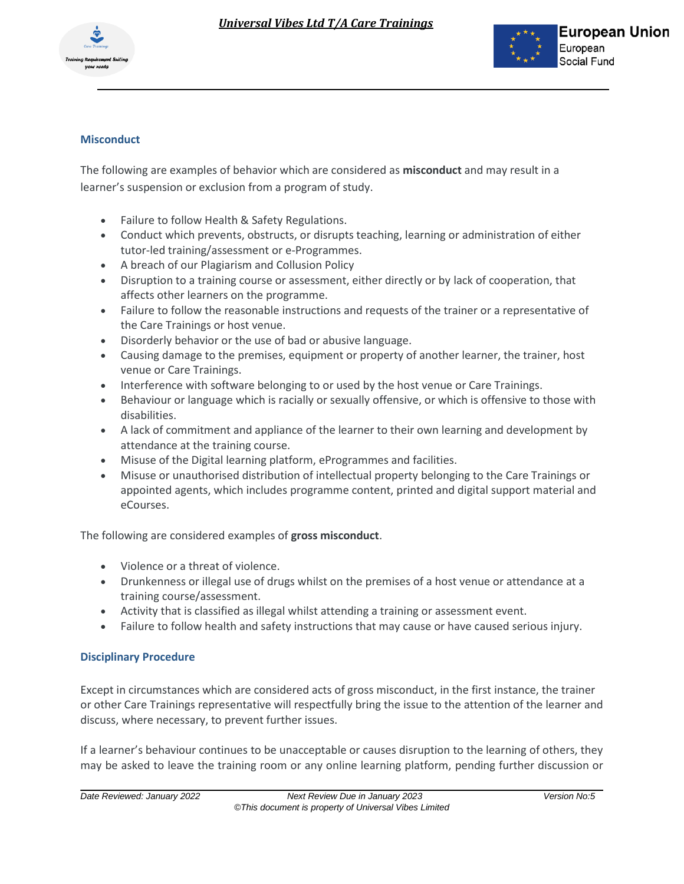## Misconduct

The following are examples of behavior which are considered as **misconduct** and may result in a learner's suspension or exclusion from a program of study.

- Failure to follow Health & Safety Regulations.
- Conduct which prevents, obstructs, or disrupts teaching, learning or administration of either tutor-led training/assessment or e-Programmes.
- A breach of our Plagiarism and Collusion Policy
- Disruption to a training course or assessment, either directly or by lack of cooperation, that affects other learners on the programme.
- Failure to follow the reasonable instructions and requests of the trainer or a representative of the Care Trainings or host venue.
- Disorderly behavior or the use of bad or abusive language.
- Causing damage to the premises, equipment or property of another learner, the trainer, host venue or Care Trainings.
- Interference with software belonging to or used by the host venue or Care Trainings.
- Behaviour or language which is racially or sexually offensive, or which is offensive to those with disabilities.
- A lack of commitment and appliance of the learner to their own learning and development by attendance at the training course.
- Misuse of the Digital learning platform, eProgrammes and facilities.
- Misuse or unauthorised distribution of intellectual property belonging to the Care Trainings or appointed agents, which includes programme content, printed and digital support material and eCourses.

The following are considered examples of **gross misconduct**.

- Violence or a threat of violence.
- Drunkenness or illegal use of drugs whilst on the premises of a host venue or attendance at a training course/assessment.
- Activity that is classified as illegal whilst attending a training or assessment event.
- Failure to follow health and safety instructions that may cause or have caused serious injury.

## Disciplinary Procedure

Except in circumstances which are considered acts of gross misconduct, in the first instance, the trainer or other Care Trainings representative will respectfully bring the issue to the attention of the learner and discuss, where necessary, to prevent further issues.

If a learner's behaviour continues to be unacceptable or causes disruption to the learning of others, they may be asked to leave the training room or any online learning platform, pending further discussion or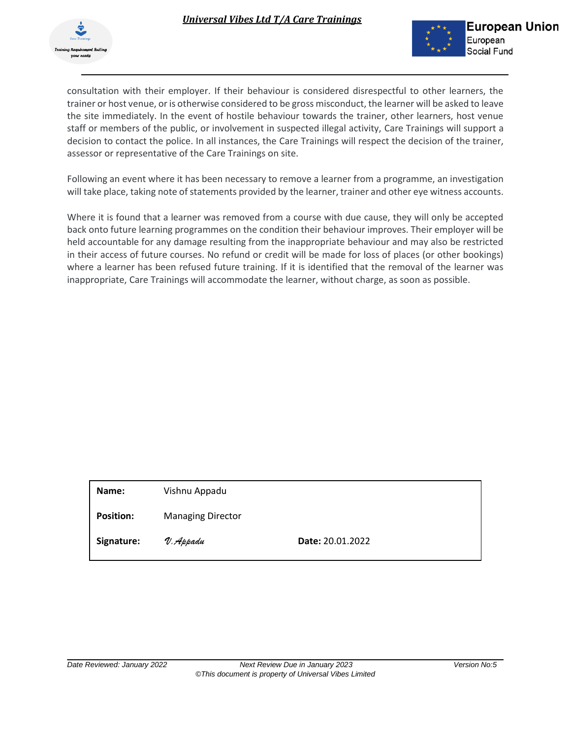consultation with their employer. If their behaviour is considered disrespectful to other learners, the trainer or host venue, or is otherwise considered to be gross misconduct, the learner will be asked to leave the site immediately. In the event of hostile behaviour towards the trainer, other learners, host venue staff or members of the public, or involvement in suspected illegal activity, Care Trainings will support a decision to contact the police. In all instances, the Care Trainings will respect the decision of the trainer, assessor or representative of the Care Trainings on site.

Following an event where it has been necessary to remove a learner from a programme, an investigation will take place, taking note of statements provided by the learner, trainer and other eye witness accounts.

Where it is found that a learner was removed from a course with due cause, they will only be accepted back onto future learning programmes on the condition their behaviour improves. Their employer will be held accountable for any damage resulting from the inappropriate behaviour and may also be restricted in their access of future courses. No refund or credit will be made for loss of places (or other bookings) where a learner has been refused future training. If it is identified that the removal of the learner was inappropriate, Care Trainings will accommodate the learner, without charge, as soon as possible.

| | | |
|---|---|---|
| **Name:** | Vishnu Appadu | |
| **Position:** | Managing Director | |
| **Signature:** | *V. Appadu* | **Date:** 20.01.2022 |